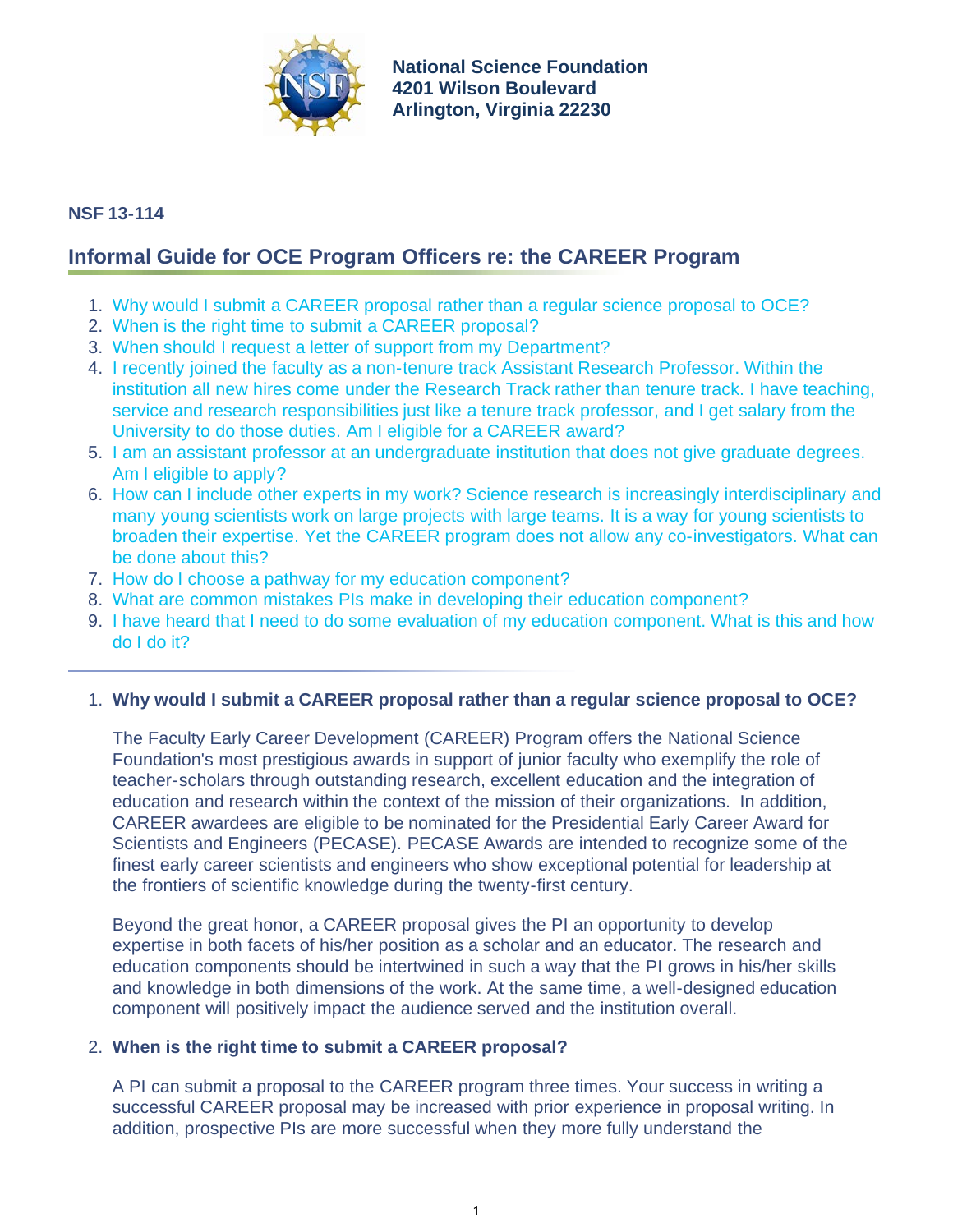**National Science Foundation**
**4201 Wilson Boulevard**
**Arlington, Virginia 22230**

**NSF 13-114**

## Informal Guide for OCE Program Officers re: the CAREER Program

1. Why would I submit a CAREER proposal rather than a regular science proposal to OCE?
2. When is the right time to submit a CAREER proposal?
3. When should I request a letter of support from my Department?
4. I recently joined the faculty as a non-tenure track Assistant Research Professor. Within the institution all new hires come under the Research Track rather than tenure track. I have teaching, service and research responsibilities just like a tenure track professor, and I get salary from the University to do those duties. Am I eligible for a CAREER award?
5. I am an assistant professor at an undergraduate institution that does not give graduate degrees. Am I eligible to apply?
6. How can I include other experts in my work? Science research is increasingly interdisciplinary and many young scientists work on large projects with large teams. It is a way for young scientists to broaden their expertise. Yet the CAREER program does not allow any co-investigators. What can be done about this?
7. How do I choose a pathway for my education component?
8. What are common mistakes PIs make in developing their education component?
9. I have heard that I need to do some evaluation of my education component. What is this and how do I do it?

---

1. **Why would I submit a CAREER proposal rather than a regular science proposal to OCE?**

   The Faculty Early Career Development (CAREER) Program offers the National Science Foundation's most prestigious awards in support of junior faculty who exemplify the role of teacher-scholars through outstanding research, excellent education and the integration of education and research within the context of the mission of their organizations. In addition, CAREER awardees are eligible to be nominated for the Presidential Early Career Award for Scientists and Engineers (PECASE). PECASE Awards are intended to recognize some of the finest early career scientists and engineers who show exceptional potential for leadership at the frontiers of scientific knowledge during the twenty-first century.

   Beyond the great honor, a CAREER proposal gives the PI an opportunity to develop expertise in both facets of his/her position as a scholar and an educator. The research and education components should be intertwined in such a way that the PI grows in his/her skills and knowledge in both dimensions of the work. At the same time, a well-designed education component will positively impact the audience served and the institution overall.

2. **When is the right time to submit a CAREER proposal?**

   A PI can submit a proposal to the CAREER program three times. Your success in writing a successful CAREER proposal may be increased with prior experience in proposal writing. In addition, prospective PIs are more successful when they more fully understand the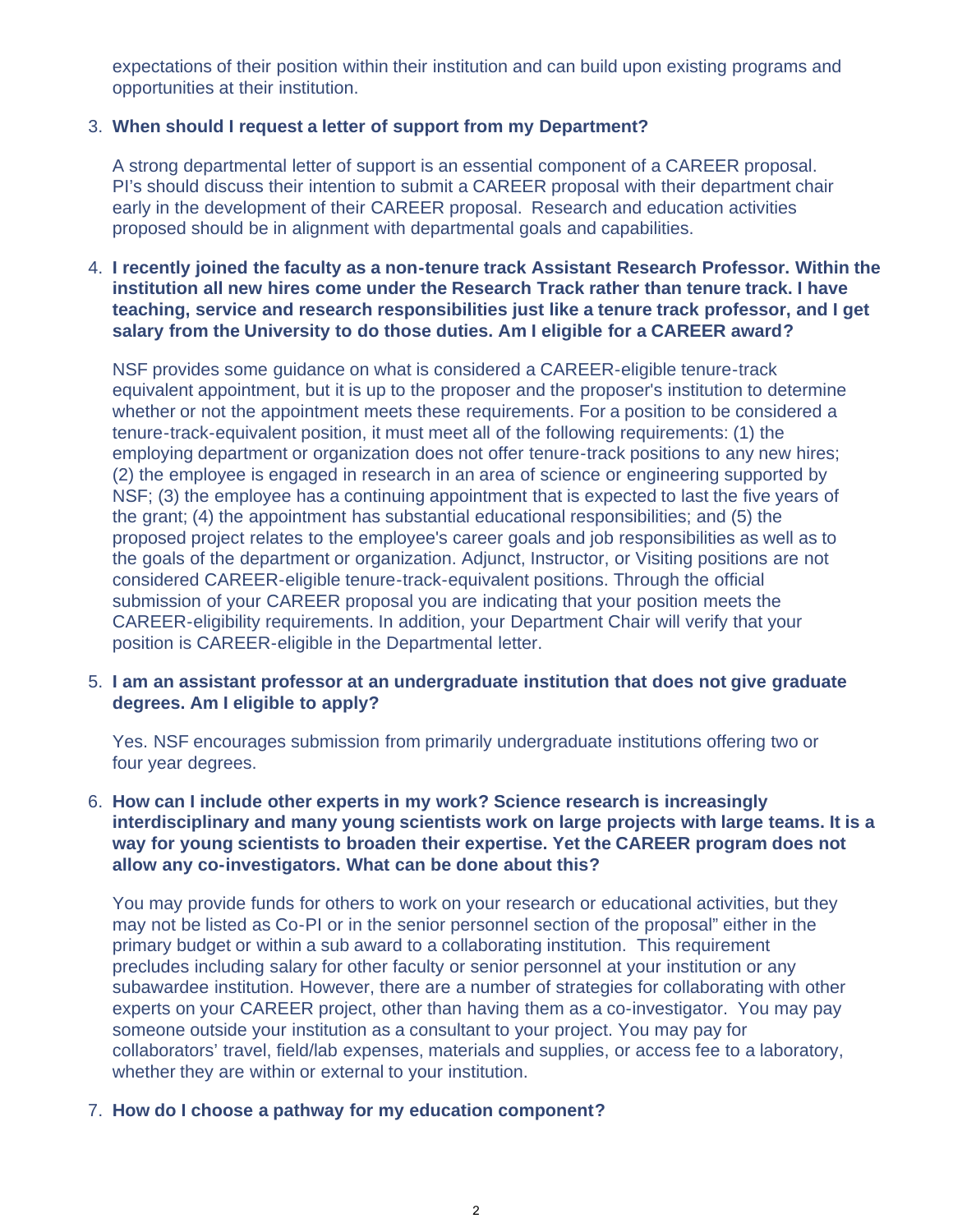expectations of their position within their institution and can build upon existing programs and opportunities at their institution.

3. **When should I request a letter of support from my Department?**

   A strong departmental letter of support is an essential component of a CAREER proposal. PI's should discuss their intention to submit a CAREER proposal with their department chair early in the development of their CAREER proposal. Research and education activities proposed should be in alignment with departmental goals and capabilities.

4. **I recently joined the faculty as a non-tenure track Assistant Research Professor. Within the institution all new hires come under the Research Track rather than tenure track. I have teaching, service and research responsibilities just like a tenure track professor, and I get salary from the University to do those duties. Am I eligible for a CAREER award?**

   NSF provides some guidance on what is considered a CAREER-eligible tenure-track equivalent appointment, but it is up to the proposer and the proposer's institution to determine whether or not the appointment meets these requirements. For a position to be considered a tenure-track-equivalent position, it must meet all of the following requirements: (1) the employing department or organization does not offer tenure-track positions to any new hires; (2) the employee is engaged in research in an area of science or engineering supported by NSF; (3) the employee has a continuing appointment that is expected to last the five years of the grant; (4) the appointment has substantial educational responsibilities; and (5) the proposed project relates to the employee's career goals and job responsibilities as well as to the goals of the department or organization. Adjunct, Instructor, or Visiting positions are not considered CAREER-eligible tenure-track-equivalent positions. Through the official submission of your CAREER proposal you are indicating that your position meets the CAREER-eligibility requirements. In addition, your Department Chair will verify that your position is CAREER-eligible in the Departmental letter.

5. **I am an assistant professor at an undergraduate institution that does not give graduate degrees. Am I eligible to apply?**

   Yes. NSF encourages submission from primarily undergraduate institutions offering two or four year degrees.

6. **How can I include other experts in my work? Science research is increasingly interdisciplinary and many young scientists work on large projects with large teams. It is a way for young scientists to broaden their expertise. Yet the CAREER program does not allow any co-investigators. What can be done about this?**

   You may provide funds for others to work on your research or educational activities, but they may not be listed as Co-PI or in the senior personnel section of the proposal" either in the primary budget or within a sub award to a collaborating institution. This requirement precludes including salary for other faculty or senior personnel at your institution or any subawardee institution. However, there are a number of strategies for collaborating with other experts on your CAREER project, other than having them as a co-investigator. You may pay someone outside your institution as a consultant to your project. You may pay for collaborators' travel, field/lab expenses, materials and supplies, or access fee to a laboratory, whether they are within or external to your institution.

7. **How do I choose a pathway for my education component?**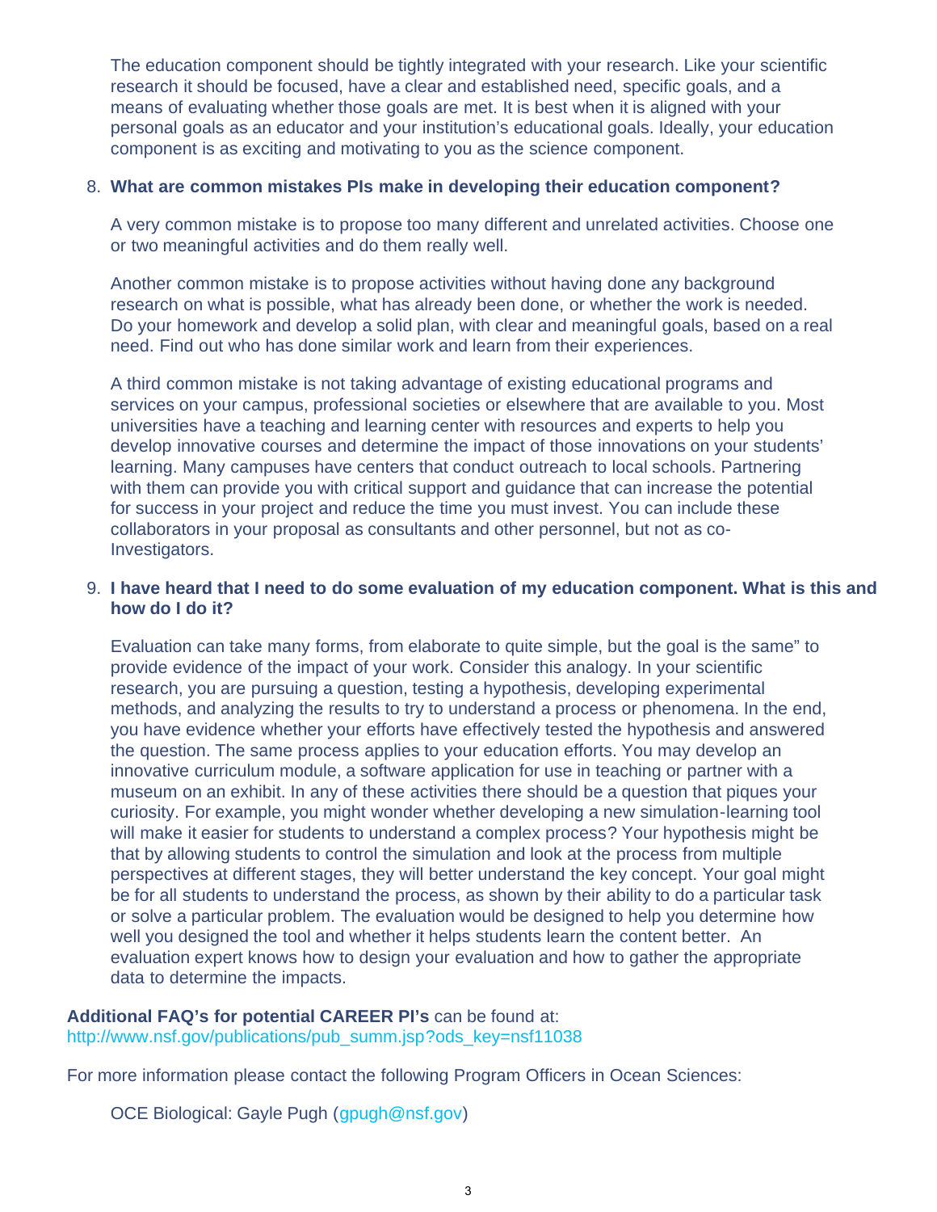The education component should be tightly integrated with your research. Like your scientific research it should be focused, have a clear and established need, specific goals, and a means of evaluating whether those goals are met. It is best when it is aligned with your personal goals as an educator and your institution's educational goals. Ideally, your education component is as exciting and motivating to you as the science component.

8. **What are common mistakes PIs make in developing their education component?**

   A very common mistake is to propose too many different and unrelated activities. Choose one or two meaningful activities and do them really well.

   Another common mistake is to propose activities without having done any background research on what is possible, what has already been done, or whether the work is needed. Do your homework and develop a solid plan, with clear and meaningful goals, based on a real need. Find out who has done similar work and learn from their experiences.

   A third common mistake is not taking advantage of existing educational programs and services on your campus, professional societies or elsewhere that are available to you. Most universities have a teaching and learning center with resources and experts to help you develop innovative courses and determine the impact of those innovations on your students' learning. Many campuses have centers that conduct outreach to local schools. Partnering with them can provide you with critical support and guidance that can increase the potential for success in your project and reduce the time you must invest. You can include these collaborators in your proposal as consultants and other personnel, but not as co-Investigators.

9. **I have heard that I need to do some evaluation of my education component. What is this and how do I do it?**

   Evaluation can take many forms, from elaborate to quite simple, but the goal is the same" to provide evidence of the impact of your work. Consider this analogy. In your scientific research, you are pursuing a question, testing a hypothesis, developing experimental methods, and analyzing the results to try to understand a process or phenomena. In the end, you have evidence whether your efforts have effectively tested the hypothesis and answered the question. The same process applies to your education efforts. You may develop an innovative curriculum module, a software application for use in teaching or partner with a museum on an exhibit. In any of these activities there should be a question that piques your curiosity. For example, you might wonder whether developing a new simulation-learning tool will make it easier for students to understand a complex process? Your hypothesis might be that by allowing students to control the simulation and look at the process from multiple perspectives at different stages, they will better understand the key concept. Your goal might be for all students to understand the process, as shown by their ability to do a particular task or solve a particular problem. The evaluation would be designed to help you determine how well you designed the tool and whether it helps students learn the content better. An evaluation expert knows how to design your evaluation and how to gather the appropriate data to determine the impacts.

**Additional FAQ's for potential CAREER PI's** can be found at:
http://www.nsf.gov/publications/pub_summ.jsp?ods_key=nsf11038

For more information please contact the following Program Officers in Ocean Sciences:

OCE Biological: Gayle Pugh (gpugh@nsf.gov)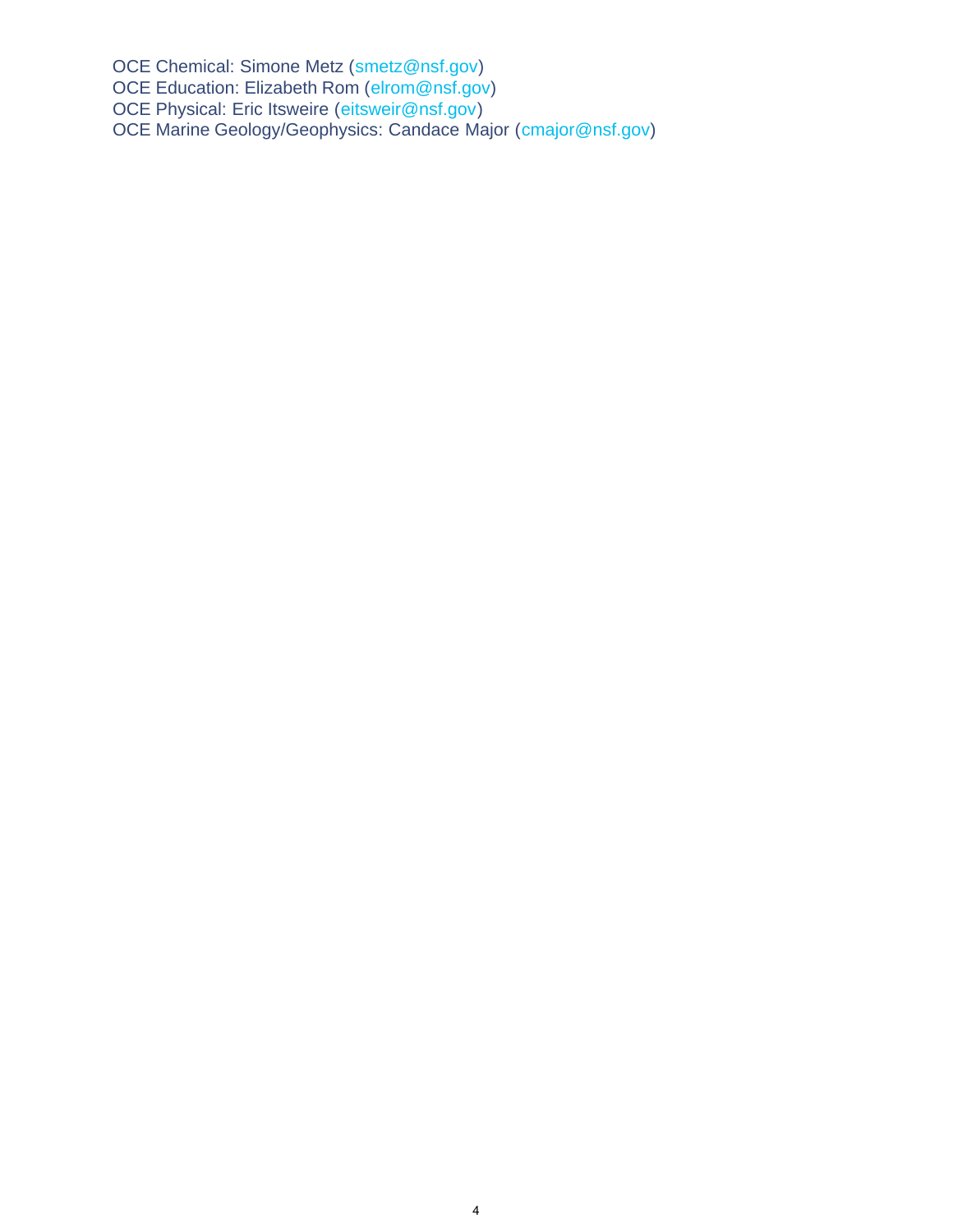OCE Chemical: Simone Metz (smetz@nsf.gov)
OCE Education: Elizabeth Rom (elrom@nsf.gov)
OCE Physical: Eric Itsweire (eitsweir@nsf.gov)
OCE Marine Geology/Geophysics: Candace Major (cmajor@nsf.gov)